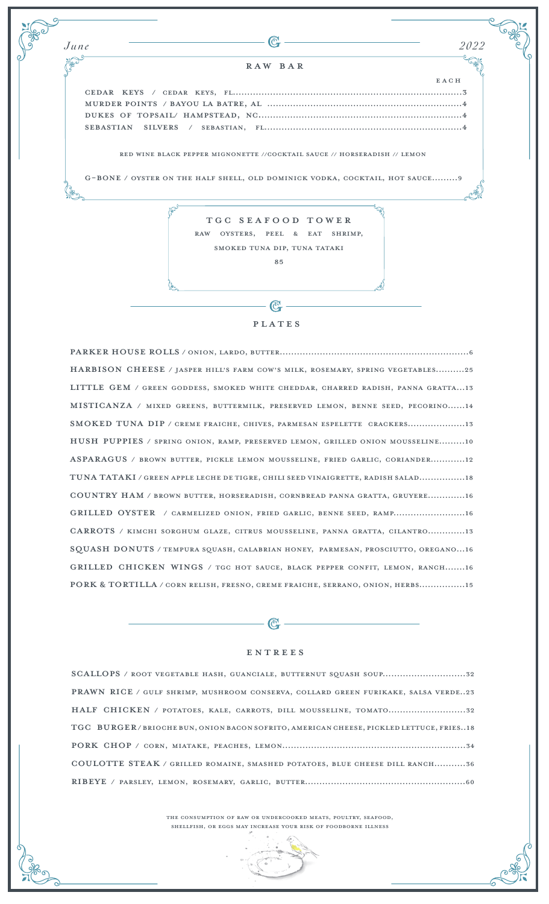*June* — 2022

## RAW BAR

EACH

- CEDAR KEYS / CEDAR KEYS, FL....3
- MURDER POINTS / BAYOU LA BATRE, AL....4
- DUKES OF TOPSAIL/ HAMPSTEAD, NC....4
- SEBASTIAN SILVERS / SEBASTIAN, FL....4

RED WINE BLACK PEPPER MIGNONETTE //COCKTAIL SAUCE // HORSERADISH // LEMON

G-BONE / OYSTER ON THE HALF SHELL, OLD DOMINICK VODKA, COCKTAIL, HOT SAUCE....9

### TGC SEAFOOD TOWER

RAW OYSTERS, PEEL & EAT SHRIMP, SMOKED TUNA DIP, TUNA TATAKI

85

## PLATES

- **PARKER HOUSE ROLLS** / ONION, LARDO, BUTTER....6
- **HARBISON CHEESE** / JASPER HILL'S FARM COW'S MILK, ROSEMARY, SPRING VEGETABLES....25
- **LITTLE GEM** / GREEN GODDESS, SMOKED WHITE CHEDDAR, CHARRED RADISH, PANNA GRATTA...13
- **MISTICANZA** / MIXED GREENS, BUTTERMILK, PRESERVED LEMON, BENNE SEED, PECORINO....14
- **SMOKED TUNA DIP** / CREME FRAICHE, CHIVES, PARMESAN ESPELETTE CRACKERS....13
- **HUSH PUPPIES** / SPRING ONION, RAMP, PRESERVED LEMON, GRILLED ONION MOUSSELINE....10
- **ASPARAGUS** / BROWN BUTTER, PICKLE LEMON MOUSSELINE, FRIED GARLIC, CORIANDER....12
- **TUNA TATAKI** / GREEN APPLE LECHE DE TIGRE, CHILI SEED VINAIGRETTE, RADISH SALAD....18
- **COUNTRY HAM** / BROWN BUTTER, HORSERADISH, CORNBREAD PANNA GRATTA, GRUYERE....16
- **GRILLED OYSTER** / CARMELIZED ONION, FRIED GARLIC, BENNE SEED, RAMP....16
- **CARROTS** / KIMCHI SORGHUM GLAZE, CITRUS MOUSSELINE, PANNA GRATTA, CILANTRO....13
- **SQUASH DONUTS** / TEMPURA SQUASH, CALABRIAN HONEY, PARMESAN, PROSCIUTTO, OREGANO...16
- **GRILLED CHICKEN WINGS** / TGC HOT SAUCE, BLACK PEPPER CONFIT, LEMON, RANCH....16
- **PORK & TORTILLA** / CORN RELISH, FRESNO, CREME FRAICHE, SERRANO, ONION, HERBS....15

## ENTREES

- **SCALLOPS** / ROOT VEGETABLE HASH, GUANCIALE, BUTTERNUT SQUASH SOUP....32
- **PRAWN RICE** / GULF SHRIMP, MUSHROOM CONSERVA, COLLARD GREEN FURIKAKE, SALSA VERDE..23
- **HALF CHICKEN** / POTATOES, KALE, CARROTS, DILL MOUSSELINE, TOMATO....32
- **TGC BURGER**/ BRIOCHE BUN, ONION BACON SOFRITO, AMERICAN CHEESE, PICKLED LETTUCE, FRIES..18
- **PORK CHOP** / CORN, MIATAKE, PEACHES, LEMON....34
- **COULOTTE STEAK** / GRILLED ROMAINE, SMASHED POTATOES, BLUE CHEESE DILL RANCH....36
- **RIBEYE** / PARSLEY, LEMON, ROSEMARY, GARLIC, BUTTER....60

THE CONSUMPTION OF RAW OR UNDERCOOKED MEATS, POULTRY, SEAFOOD, SHELLFISH, OR EGGS MAY INCREASE YOUR RISK OF FOODBORNE ILLNESS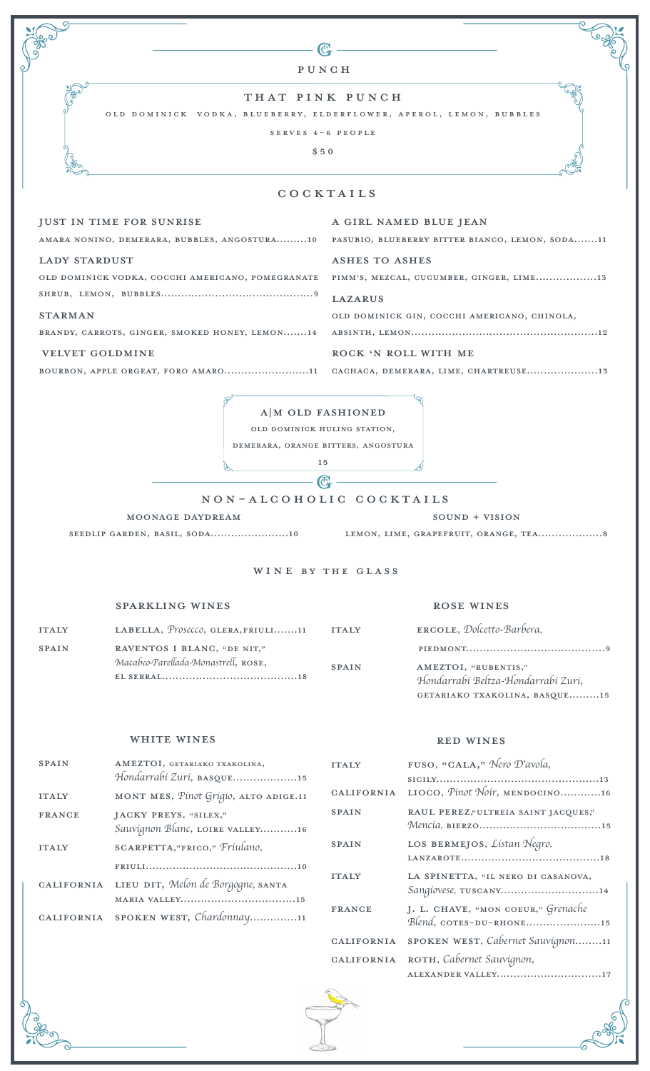## PUNCH

### THAT PINK PUNCH

OLD DOMINICK VODKA, BLUEBERRY, ELDERFLOWER, APEROL, LEMON, BUBBLES

SERVES 4-6 PEOPLE

$50

## COCKTAILS

**JUST IN TIME FOR SUNRISE**
AMARA NONINO, DEMERARA, BUBBLES, ANGOSTURA.........10

**LADY STARDUST**
OLD DOMINICK VODKA, COCCHI AMERICANO, POMEGRANATE SHRUB, LEMON, BUBBLES.........9

**STARMAN**
BRANDY, CARROTS, GINGER, SMOKED HONEY, LEMON.......14

**VELVET GOLDMINE**
BOURBON, APPLE ORGEAT, FORO AMARO.........11

**A GIRL NAMED BLUE JEAN**
PASUBIO, BLUEBERRY BITTER BIANCO, LEMON, SODA.......11

**ASHES TO ASHES**
PIMM'S, MEZCAL, CUCUMBER, GINGER, LIME.........13

**LAZARUS**
OLD DOMINICK GIN, COCCHI AMERICANO, CHINOLA, ABSINTH, LEMON.........12

**ROCK 'N ROLL WITH ME**
CACHACA, DEMERARA, LIME, CHARTREUSE.........13

### A|M OLD FASHIONED

OLD DOMINICK HULING STATION, DEMERARA, ORANGE BITTERS, ANGOSTURA

15

## NON-ALCOHOLIC COCKTAILS

**MOONAGE DAYDREAM**
SEEDLIP GARDEN, BASIL, SODA.........10

**SOUND + VISION**
LEMON, LIME, GRAPEFRUIT, ORANGE, TEA.........8

## WINE BY THE GLASS

### SPARKLING WINES

| | |
|---|---|
| ITALY | LABELLA, *Prosecco*, GLERA, FRIULI.......11 |
| SPAIN | RAVENTOS I BLANC, "DE NIT," *Macabeo-Parellada-Monastrell*, ROSE, EL SERRAL.........18 |

### ROSE WINES

| | |
|---|---|
| ITALY | ERCOLE, *Dolcetto-Barbera*, PIEDMONT.........9 |
| SPAIN | AMEZTOI, "RUBENTIS," *Hondarrabi Beltza-Hondarrabi Zuri*, GETARIAKO TXAKOLINA, BASQUE.........15 |

### WHITE WINES

| | |
|---|---|
| SPAIN | AMEZTOI, GETARIAKO TXAKOLINA, *Hondarrabi Zuri*, BASQUE.........15 |
| ITALY | MONT MES, *Pinot Grigio*, ALTO ADIGE.11 |
| FRANCE | JACKY PREYS, "SILEX," *Sauvignon Blanc*, LOIRE VALLEY.........16 |
| ITALY | SCARPETTA, "FRICO," *Friulano*, FRIULI.........10 |
| CALIFORNIA | LIEU DIT, *Melon de Borgogne*, SANTA MARIA VALLEY.........15 |
| CALIFORNIA | SPOKEN WEST, *Chardonnay*.........11 |

### RED WINES

| | |
|---|---|
| ITALY | FUSO, "CALA," *Nero D'avola*, SICILY.........13 |
| CALIFORNIA | LIOCO, *Pinot Noir*, MENDOCINO.........16 |
| SPAIN | RAUL PEREZ, "ULTREIA SAINT JACQUES," *Mencía*, BIERZO.........15 |
| SPAIN | LOS BERMEJOS, *Listan Negro*, LANZAROTE.........18 |
| ITALY | LA SPINETTA, "IL NERO DI CASANOVA, *Sangiovese*, TUSCANY.........14 |
| FRANCE | J. L. CHAVE, "MON COEUR," *Grenache Blend*, COTES-DU-RHONE.........15 |
| CALIFORNIA | SPOKEN WEST, *Cabernet Sauvignon*.........11 |
| CALIFORNIA | ROTH, *Cabernet Sauvignon*, ALEXANDER VALLEY.........17 |